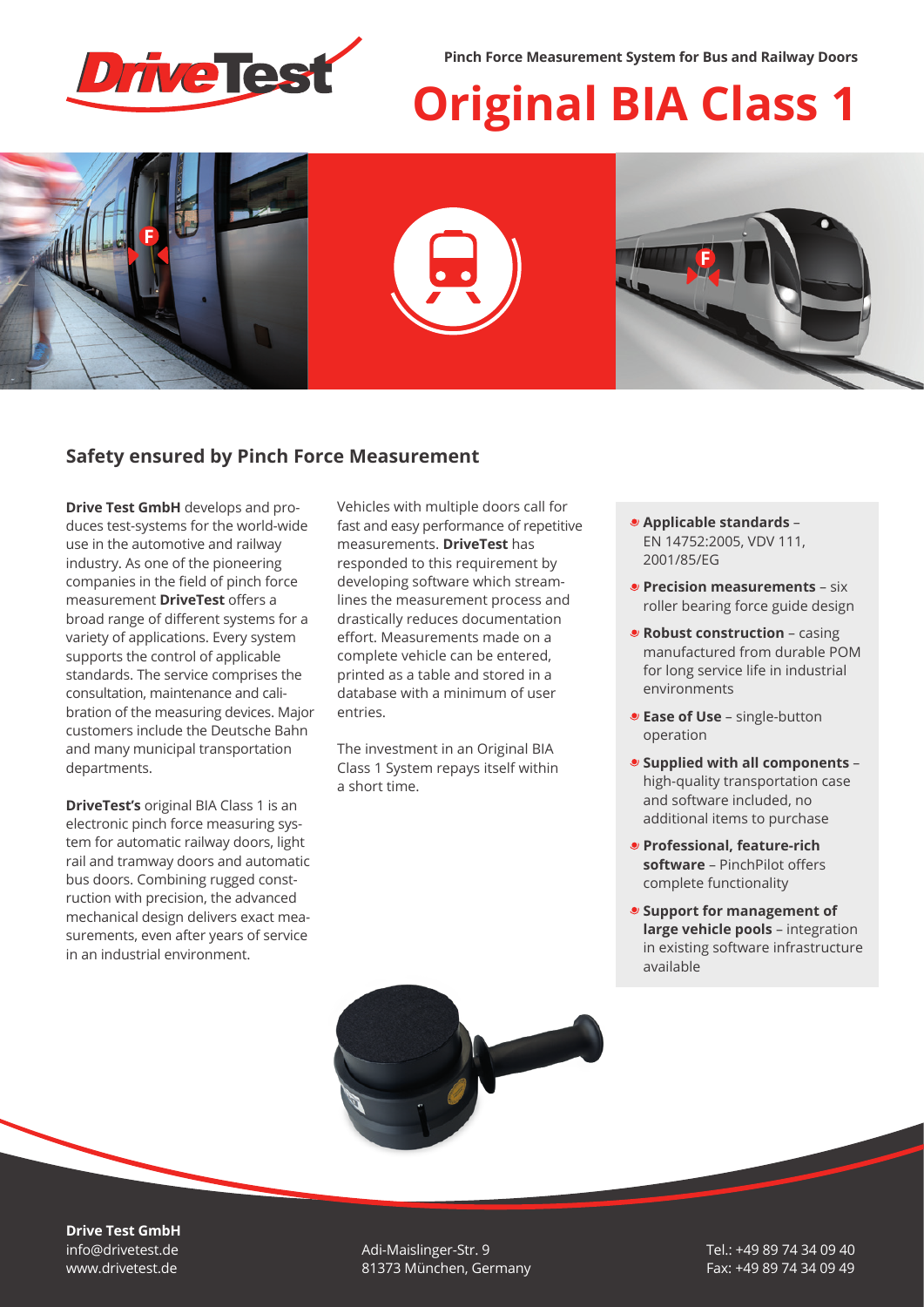Pinch Force Measurement System for Bus and Railway Doors

# Original BIA Class 1

## Safety ensured by Pinch Force Measurement

**Drive Test GmbH** develops and produces test-systems for the world-wide use in the automotive and railway industry. As one of the pioneering companies in the field of pinch force measurement **DriveTest** offers a broad range of different systems for a variety of applications. Every system supports the control of applicable standards. The service comprises the consultation, maintenance and calibration of the measuring devices. Major customers include the Deutsche Bahn and many municipal transportation departments.

**DriveTest's** original BIA Class 1 is an electronic pinch force measuring system for automatic railway doors, light rail and tramway doors and automatic bus doors. Combining rugged construction with precision, the advanced mechanical design delivers exact measurements, even after years of service in an industrial environment.

Vehicles with multiple doors call for fast and easy performance of repetitive measurements. **DriveTest** has responded to this requirement by developing software which streamlines the measurement process and drastically reduces documentation effort. Measurements made on a complete vehicle can be entered, printed as a table and stored in a database with a minimum of user entries.

The investment in an Original BIA Class 1 System repays itself within a short time.

- **Applicable standards** – EN 14752:2005, VDV 111, 2001/85/EG
- **Precision measurements** – six roller bearing force guide design
- **Robust construction** – casing manufactured from durable POM for long service life in industrial environments
- **Ease of Use** – single-button operation
- **Supplied with all components** – high-quality transportation case and software included, no additional items to purchase
- **Professional, feature-rich software** – PinchPilot offers complete functionality
- **Support for management of large vehicle pools** – integration in existing software infrastructure available

**Drive Test GmbH**
info@drivetest.de
www.drivetest.de

Adi-Maislinger-Str. 9
81373 München, Germany

Tel.: +49 89 74 34 09 40
Fax: +49 89 74 34 09 49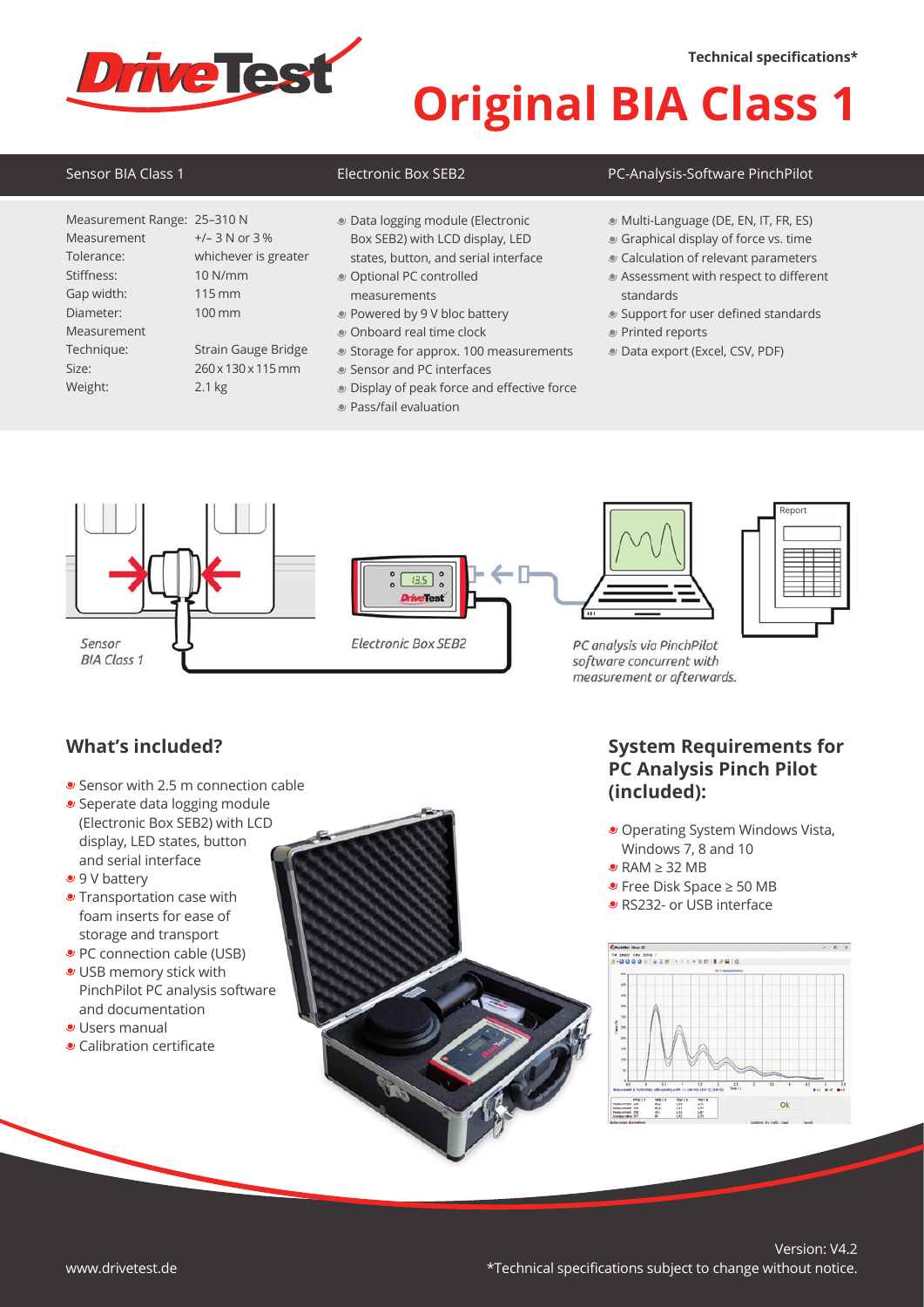Technical specifications*

# Original BIA Class 1

## Sensor BIA Class 1

| | |
|---|---|
| Measurement Range: | 25–310 N |
| Measurement Tolerance: | +/– 3 N or 3 % whichever is greater |
| Stiffness: | 10 N/mm |
| Gap width: | 115 mm |
| Diameter: | 100 mm |
| Measurement Technique: | Strain Gauge Bridge |
| Size: | 260 x 130 x 115 mm |
| Weight: | 2.1 kg |

## Electronic Box SEB2

- Data logging module (Electronic Box SEB2) with LCD display, LED states, button, and serial interface
- Optional PC controlled measurements
- Powered by 9 V bloc battery
- Onboard real time clock
- Storage for approx. 100 measurements
- Sensor and PC interfaces
- Display of peak force and effective force
- Pass/fail evaluation

## PC-Analysis-Software PinchPilot

- Multi-Language (DE, EN, IT, FR, ES)
- Graphical display of force vs. time
- Calculation of relevant parameters
- Assessment with respect to different standards
- Support for user defined standards
- Printed reports
- Data export (Excel, CSV, PDF)

*Sensor BIA Class 1*

*Electronic Box SEB2*

*PC analysis via PinchPilot software concurrent with measurement or afterwards.*

Report

## What's included?

- Sensor with 2.5 m connection cable
- Seperate data logging module (Electronic Box SEB2) with LCD display, LED states, button and serial interface
- 9 V battery
- Transportation case with foam inserts for ease of storage and transport
- PC connection cable (USB)
- USB memory stick with PinchPilot PC analysis software and documentation
- Users manual
- Calibration certificate

## System Requirements for PC Analysis Pinch Pilot (included):

- Operating System Windows Vista, Windows 7, 8 and 10
- RAM ≥ 32 MB
- Free Disk Space ≥ 50 MB
- RS232- or USB interface

www.drivetest.de

Version: V4.2

*Technical specifications subject to change without notice.